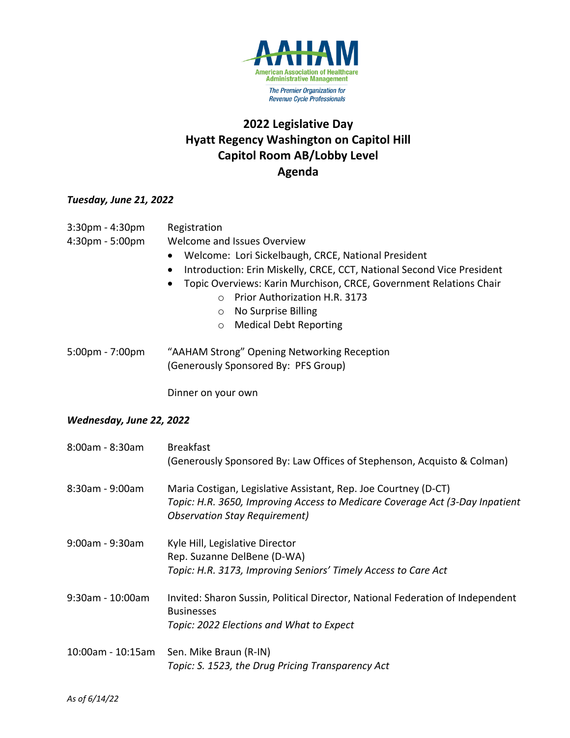AAHAM

American Association of Healthcare Administrative Management

*The Premier Organization for Revenue Cycle Professionals*

# 2022 Legislative Day
# Hyatt Regency Washington on Capitol Hill
# Capitol Room AB/Lobby Level
# Agenda

***Tuesday, June 21, 2022***

3:30pm - 4:30pm Registration

4:30pm - 5:00pm Welcome and Issues Overview

- Welcome: Lori Sickelbaugh, CRCE, National President
- Introduction: Erin Miskelly, CRCE, CCT, National Second Vice President
- Topic Overviews: Karin Murchison, CRCE, Government Relations Chair
  - Prior Authorization H.R. 3173
  - No Surprise Billing
  - Medical Debt Reporting

5:00pm - 7:00pm "AAHAM Strong" Opening Networking Reception
(Generously Sponsored By: PFS Group)

Dinner on your own

***Wednesday, June 22, 2022***

8:00am - 8:30am Breakfast
(Generously Sponsored By: Law Offices of Stephenson, Acquisto & Colman)

8:30am - 9:00am Maria Costigan, Legislative Assistant, Rep. Joe Courtney (D-CT)
*Topic: H.R. 3650, Improving Access to Medicare Coverage Act (3-Day Inpatient Observation Stay Requirement)*

9:00am - 9:30am Kyle Hill, Legislative Director
Rep. Suzanne DelBene (D-WA)
*Topic: H.R. 3173, Improving Seniors' Timely Access to Care Act*

9:30am - 10:00am Invited: Sharon Sussin, Political Director, National Federation of Independent Businesses
*Topic: 2022 Elections and What to Expect*

10:00am - 10:15am Sen. Mike Braun (R-IN)
*Topic: S. 1523, the Drug Pricing Transparency Act*

*As of 6/14/22*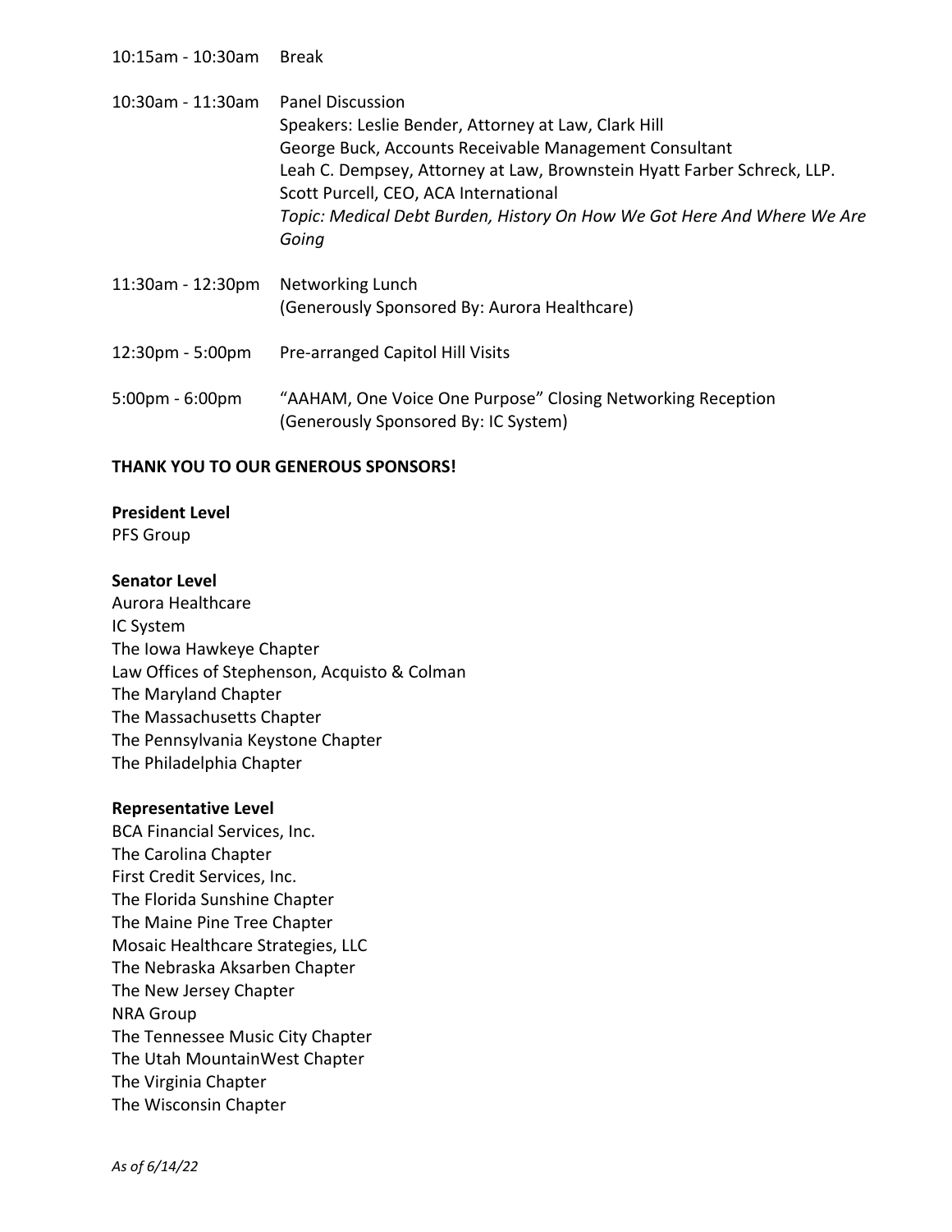| | |
|---|---|
| 10:15am - 10:30am | Break |
| 10:30am - 11:30am | Panel Discussion<br>Speakers: Leslie Bender, Attorney at Law, Clark Hill<br>George Buck, Accounts Receivable Management Consultant<br>Leah C. Dempsey, Attorney at Law, Brownstein Hyatt Farber Schreck, LLP.<br>Scott Purcell, CEO, ACA International<br>*Topic: Medical Debt Burden, History On How We Got Here And Where We Are Going* |
| 11:30am - 12:30pm | Networking Lunch<br>(Generously Sponsored By: Aurora Healthcare) |
| 12:30pm - 5:00pm | Pre-arranged Capitol Hill Visits |
| 5:00pm - 6:00pm | "AAHAM, One Voice One Purpose" Closing Networking Reception<br>(Generously Sponsored By: IC System) |

**THANK YOU TO OUR GENEROUS SPONSORS!**

**President Level**

PFS Group

**Senator Level**

Aurora Healthcare
IC System
The Iowa Hawkeye Chapter
Law Offices of Stephenson, Acquisto & Colman
The Maryland Chapter
The Massachusetts Chapter
The Pennsylvania Keystone Chapter
The Philadelphia Chapter

**Representative Level**

BCA Financial Services, Inc.
The Carolina Chapter
First Credit Services, Inc.
The Florida Sunshine Chapter
The Maine Pine Tree Chapter
Mosaic Healthcare Strategies, LLC
The Nebraska Aksarben Chapter
The New Jersey Chapter
NRA Group
The Tennessee Music City Chapter
The Utah MountainWest Chapter
The Virginia Chapter
The Wisconsin Chapter

*As of 6/14/22*